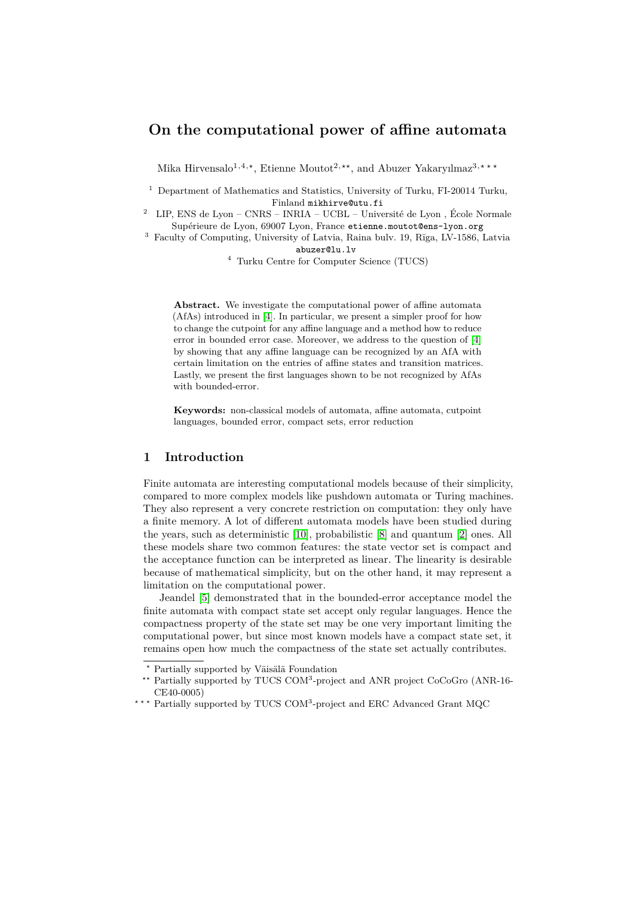# On the computational power of affine automata

Mika Hirvensalo[1,4,⋆], Etienne Moutot[2,⋆⋆], and Abuzer Yakaryılmaz[3,⋆⋆⋆]

[1] Department of Mathematics and Statistics, University of Turku, FI-20014 Turku, Finland mikhirve@utu.fi

[2] LIP, ENS de Lyon – CNRS – INRIA – UCBL – Université de Lyon , École Normale Supérieure de Lyon, 69007 Lyon, France etienne.moutot@ens-lyon.org

[3] Faculty of Computing, University of Latvia, Raina bulv. 19, Rīga, LV-1586, Latvia abuzer@lu.lv

[4] Turku Centre for Computer Science (TUCS)

**Abstract.** We investigate the computational power of affine automata (AfAs) introduced in [4]. In particular, we present a simpler proof for how to change the cutpoint for any affine language and a method how to reduce error in bounded error case. Moreover, we address to the question of [4] by showing that any affine language can be recognized by an AfA with certain limitation on the entries of affine states and transition matrices. Lastly, we present the first languages shown to be not recognized by AfAs with bounded-error.

**Keywords:** non-classical models of automata, affine automata, cutpoint languages, bounded error, compact sets, error reduction

## 1 Introduction

Finite automata are interesting computational models because of their simplicity, compared to more complex models like pushdown automata or Turing machines. They also represent a very concrete restriction on computation: they only have a finite memory. A lot of different automata models have been studied during the years, such as deterministic [10], probabilistic [8] and quantum [2] ones. All these models share two common features: the state vector set is compact and the acceptance function can be interpreted as linear. The linearity is desirable because of mathematical simplicity, but on the other hand, it may represent a limitation on the computational power.

Jeandel [5] demonstrated that in the bounded-error acceptance model the finite automata with compact state set accept only regular languages. Hence the compactness property of the state set may be one very important limiting the computational power, but since most known models have a compact state set, it remains open how much the compactness of the state set actually contributes.

⋆ Partially supported by Väisälä Foundation

⋆⋆ Partially supported by TUCS COM$^3$-project and ANR project CoCoGro (ANR-16-CE40-0005)

⋆⋆⋆ Partially supported by TUCS COM$^3$-project and ERC Advanced Grant MQC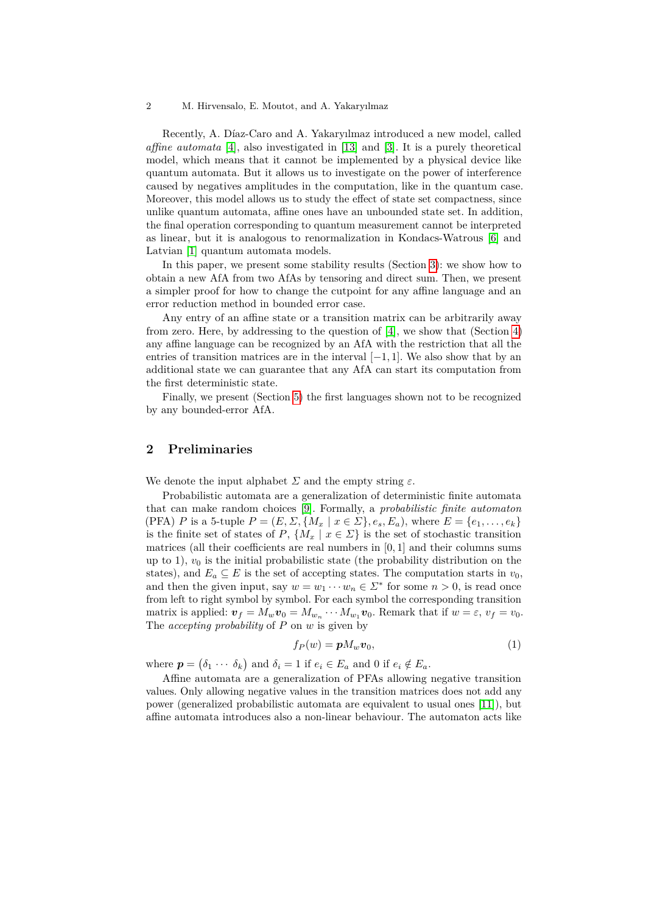Recently, A. Díaz-Caro and A. Yakaryılmaz introduced a new model, called *affine automata* [4], also investigated in [13] and [3]. It is a purely theoretical model, which means that it cannot be implemented by a physical device like quantum automata. But it allows us to investigate on the power of interference caused by negatives amplitudes in the computation, like in the quantum case. Moreover, this model allows us to study the effect of state set compactness, since unlike quantum automata, affine ones have an unbounded state set. In addition, the final operation corresponding to quantum measurement cannot be interpreted as linear, but it is analogous to renormalization in Kondacs-Watrous [6] and Latvian [1] quantum automata models.

In this paper, we present some stability results (Section 3): we show how to obtain a new AfA from two AfAs by tensoring and direct sum. Then, we present a simpler proof for how to change the cutpoint for any affine language and an error reduction method in bounded error case.

Any entry of an affine state or a transition matrix can be arbitrarily away from zero. Here, by addressing to the question of [4], we show that (Section 4) any affine language can be recognized by an AfA with the restriction that all the entries of transition matrices are in the interval $[-1, 1]$. We also show that by an additional state we can guarantee that any AfA can start its computation from the first deterministic state.

Finally, we present (Section 5) the first languages shown not to be recognized by any bounded-error AfA.

## 2 Preliminaries

We denote the input alphabet $\Sigma$ and the empty string $\varepsilon$.

Probabilistic automata are a generalization of deterministic finite automata that can make random choices [9]. Formally, a *probabilistic finite automaton* (PFA) $P$ is a 5-tuple $P = (E, \Sigma, \{M_x \mid x \in \Sigma\}, e_s, E_a)$, where $E = \{e_1, \ldots, e_k\}$ is the finite set of states of $P$, $\{M_x \mid x \in \Sigma\}$ is the set of stochastic transition matrices (all their coefficients are real numbers in $[0, 1]$ and their columns sums up to 1), $v_0$ is the initial probabilistic state (the probability distribution on the states), and $E_a \subseteq E$ is the set of accepting states. The computation starts in $v_0$, and then the given input, say $w = w_1 \cdots w_n \in \Sigma^*$ for some $n > 0$, is read once from left to right symbol by symbol. For each symbol the corresponding transition matrix is applied: $\boldsymbol{v}_f = M_w \boldsymbol{v}_0 = M_{w_n} \cdots M_{w_1} \boldsymbol{v}_0$. Remark that if $w = \varepsilon$, $v_f = v_0$. The *accepting probability* of $P$ on $w$ is given by

$$f_P(w) = \boldsymbol{p} M_w \boldsymbol{v}_0, \tag{1}$$

where $\boldsymbol{p} = \begin{pmatrix} \delta_1 \cdots \delta_k \end{pmatrix}$ and $\delta_i = 1$ if $e_i \in E_a$ and 0 if $e_i \notin E_a$.

Affine automata are a generalization of PFAs allowing negative transition values. Only allowing negative values in the transition matrices does not add any power (generalized probabilistic automata are equivalent to usual ones [11]), but affine automata introduces also a non-linear behaviour. The automaton acts like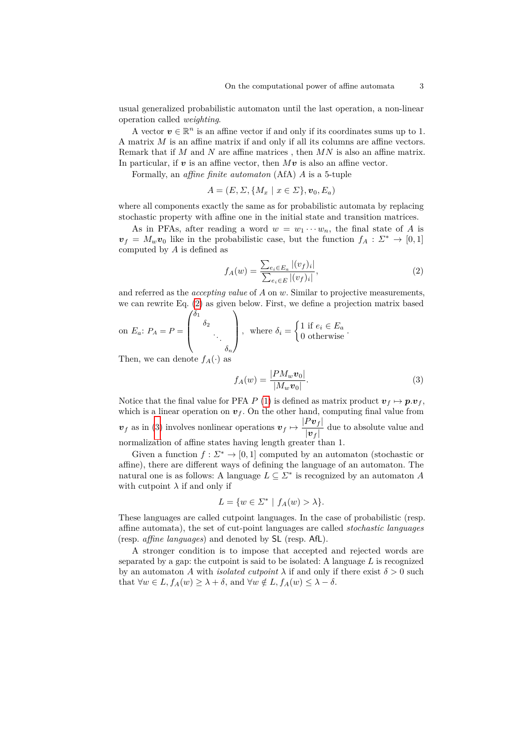usual generalized probabilistic automaton until the last operation, a non-linear operation called *weighting*.

A vector $\boldsymbol{v} \in \mathbb{R}^n$ is an affine vector if and only if its coordinates sums up to 1. A matrix $M$ is an affine matrix if and only if all its columns are affine vectors. Remark that if $M$ and $N$ are affine matrices , then $MN$ is also an affine matrix. In particular, if $\boldsymbol{v}$ is an affine vector, then $M\boldsymbol{v}$ is also an affine vector.

Formally, an *affine finite automaton* (AfA) $A$ is a 5-tuple

$$A = (E, \Sigma, \{M_x \mid x \in \Sigma\}, \boldsymbol{v}_0, E_a)$$

where all components exactly the same as for probabilistic automata by replacing stochastic property with affine one in the initial state and transition matrices.

As in PFAs, after reading a word $w = w_1 \cdots w_n$, the final state of $A$ is $\boldsymbol{v}_f = M_w \boldsymbol{v}_0$ like in the probabilistic case, but the function $f_A : \Sigma^* \to [0,1]$ computed by $A$ is defined as

$$f_A(w) = \frac{\sum_{e_i \in E_a} |(v_f)_i|}{\sum_{e_i \in E} |(v_f)_i|}, \tag{2}$$

and referred as the *accepting value* of $A$ on $w$. Similar to projective measurements, we can rewrite Eq. (2) as given below. First, we define a projection matrix based on $E_a$: $P_A = P = \begin{pmatrix} \delta_1 & & & \\ & \delta_2 & & \\ & & \ddots & \\ & & & \delta_n \end{pmatrix}$, where $\delta_i = \begin{cases} 1 \text{ if } e_i \in E_a \\ 0 \text{ otherwise} \end{cases}$.

Then, we can denote $f_A(\cdot)$ as

$$f_A(w) = \frac{|PM_w \boldsymbol{v}_0|}{|M_w \boldsymbol{v}_0|}. \tag{3}$$

Notice that the final value for PFA $P$ (1) is defined as matrix product $\boldsymbol{v}_f \mapsto \boldsymbol{p}.\boldsymbol{v}_f$, which is a linear operation on $\boldsymbol{v}_f$. On the other hand, computing final value from $\boldsymbol{v}_f$ as in (3) involves nonlinear operations $\boldsymbol{v}_f \mapsto \dfrac{|P\boldsymbol{v}_f|}{|\boldsymbol{v}_f|}$ due to absolute value and normalization of affine states having length greater than 1.

Given a function $f : \Sigma^* \to [0,1]$ computed by an automaton (stochastic or affine), there are different ways of defining the language of an automaton. The natural one is as follows: A language $L \subseteq \Sigma^*$ is recognized by an automaton $A$ with cutpoint $\lambda$ if and only if

$$L = \{w \in \Sigma^* \mid f_A(w) > \lambda\}.$$

These languages are called cutpoint languages. In the case of probabilistic (resp. affine automata), the set of cut-point languages are called *stochastic languages* (resp. *affine languages*) and denoted by $\mathsf{SL}$ (resp. $\mathsf{AfL}$).

A stronger condition is to impose that accepted and rejected words are separated by a gap: the cutpoint is said to be isolated: A language $L$ is recognized by an automaton $A$ with *isolated cutpoint* $\lambda$ if and only if there exist $\delta > 0$ such that $\forall w \in L, f_A(w) \geq \lambda + \delta$, and $\forall w \notin L, f_A(w) \leq \lambda - \delta$.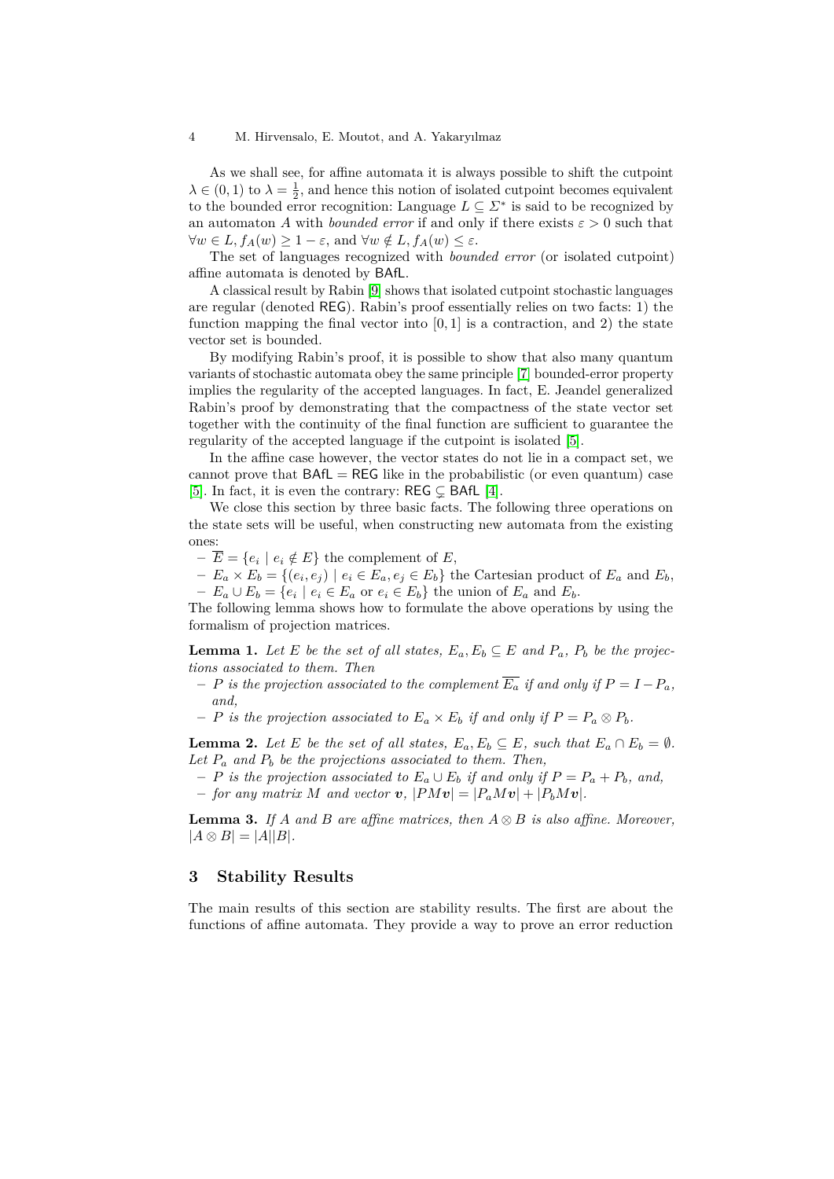As we shall see, for affine automata it is always possible to shift the cutpoint $\lambda \in (0,1)$ to $\lambda = \frac{1}{2}$, and hence this notion of isolated cutpoint becomes equivalent to the bounded error recognition: Language $L \subseteq \Sigma^*$ is said to be recognized by an automaton $A$ with *bounded error* if and only if there exists $\varepsilon > 0$ such that $\forall w \in L, f_A(w) \geq 1 - \varepsilon$, and $\forall w \notin L, f_A(w) \leq \varepsilon$.

The set of languages recognized with *bounded error* (or isolated cutpoint) affine automata is denoted by $\mathsf{BAfL}$.

A classical result by Rabin [9] shows that isolated cutpoint stochastic languages are regular (denoted $\mathsf{REG}$). Rabin's proof essentially relies on two facts: 1) the function mapping the final vector into $[0,1]$ is a contraction, and 2) the state vector set is bounded.

By modifying Rabin's proof, it is possible to show that also many quantum variants of stochastic automata obey the same principle [7] bounded-error property implies the regularity of the accepted languages. In fact, E. Jeandel generalized Rabin's proof by demonstrating that the compactness of the state vector set together with the continuity of the final function are sufficient to guarantee the regularity of the accepted language if the cutpoint is isolated [5].

In the affine case however, the vector states do not lie in a compact set, we cannot prove that $\mathsf{BAfL} = \mathsf{REG}$ like in the probabilistic (or even quantum) case [5]. In fact, it is even the contrary: $\mathsf{REG} \subsetneq \mathsf{BAfL}$ [4].

We close this section by three basic facts. The following three operations on the state sets will be useful, when constructing new automata from the existing ones:

- $\overline{E} = \{e_i \mid e_i \notin E\}$ the complement of $E$,
- $E_a \times E_b = \{(e_i, e_j) \mid e_i \in E_a, e_j \in E_b\}$ the Cartesian product of $E_a$ and $E_b$,
- $E_a \cup E_b = \{e_i \mid e_i \in E_a \text{ or } e_i \in E_b\}$ the union of $E_a$ and $E_b$.

The following lemma shows how to formulate the above operations by using the formalism of projection matrices.

**Lemma 1.** *Let $E$ be the set of all states, $E_a, E_b \subseteq E$ and $P_a$, $P_b$ be the projections associated to them. Then*

- *$P$ is the projection associated to the complement $\overline{E_a}$ if and only if $P = I - P_a$, and,*
- *$P$ is the projection associated to $E_a \times E_b$ if and only if $P = P_a \otimes P_b$.*

**Lemma 2.** *Let $E$ be the set of all states, $E_a, E_b \subseteq E$, such that $E_a \cap E_b = \emptyset$. Let $P_a$ and $P_b$ be the projections associated to them. Then,*

- *$P$ is the projection associated to $E_a \cup E_b$ if and only if $P = P_a + P_b$, and,*
- *for any matrix $M$ and vector $\boldsymbol{v}$, $|PM\boldsymbol{v}| = |P_a M\boldsymbol{v}| + |P_b M\boldsymbol{v}|$.*

**Lemma 3.** *If $A$ and $B$ are affine matrices, then $A \otimes B$ is also affine. Moreover, $|A \otimes B| = |A||B|$.*

## 3 Stability Results

The main results of this section are stability results. The first are about the functions of affine automata. They provide a way to prove an error reduction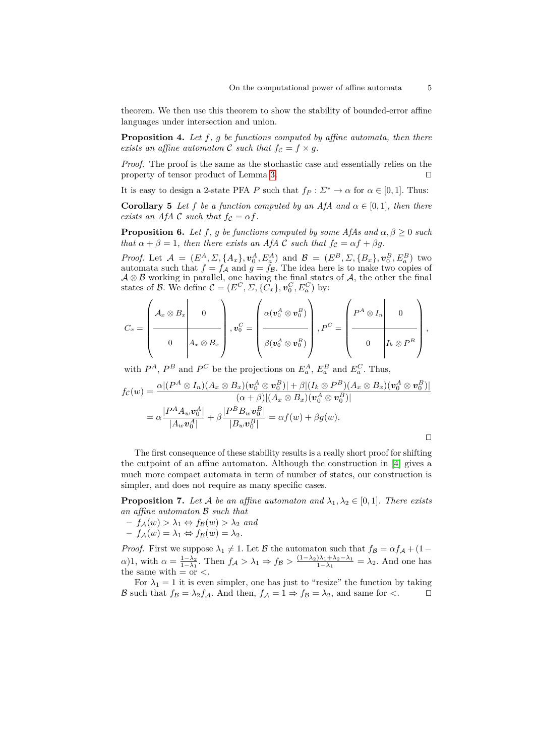theorem. We then use this theorem to show the stability of bounded-error affine languages under intersection and union.

**Proposition 4.** *Let $f$, $g$ be functions computed by affine automata, then there exists an affine automaton $\mathcal{C}$ such that $f_{\mathcal{C}} = f \times g$.*

*Proof.* The proof is the same as the stochastic case and essentially relies on the property of tensor product of Lemma 3. ◻

It is easy to design a 2-state PFA $P$ such that $f_P : \Sigma^* \to \alpha$ for $\alpha \in [0, 1]$. Thus:

**Corollary 5** *Let $f$ be a function computed by an AfA and $\alpha \in [0, 1]$, then there exists an AfA $\mathcal{C}$ such that $f_{\mathcal{C}} = \alpha f$.*

**Proposition 6.** *Let $f$, $g$ be functions computed by some AfAs and $\alpha, \beta \geq 0$ such that $\alpha + \beta = 1$, then there exists an AfA $\mathcal{C}$ such that $f_{\mathcal{C}} = \alpha f + \beta g$.*

*Proof.* Let $\mathcal{A} = (E^A, \Sigma, \{A_x\}, \boldsymbol{v}_0^A, E_a^A)$ and $\mathcal{B} = (E^B, \Sigma, \{B_x\}, \boldsymbol{v}_0^B, E_a^B)$ two automata such that $f = f_{\mathcal{A}}$ and $g = f_{\mathcal{B}}$. The idea here is to make two copies of $\mathcal{A} \otimes \mathcal{B}$ working in parallel, one having the final states of $\mathcal{A}$, the other the final states of $\mathcal{B}$. We define $\mathcal{C} = (E^C, \Sigma, \{C_x\}, \boldsymbol{v}_0^C, E_a^C)$ by:

$$C_x = \left(\begin{array}{c|c} \mathcal{A}_x \otimes B_x & 0 \\ \hline 0 & A_x \otimes B_x \end{array}\right), \boldsymbol{v}_0^C = \left(\begin{array}{c} \alpha(\boldsymbol{v}_0^A \otimes \boldsymbol{v}_0^B) \\ \hline \beta(\boldsymbol{v}_0^A \otimes \boldsymbol{v}_0^B) \end{array}\right), P^C = \left(\begin{array}{c|c} P^A \otimes I_n & 0 \\ \hline 0 & I_k \otimes P^B \end{array}\right),$$

with $P^A$, $P^B$ and $P^C$ be the projections on $E_a^A$, $E_a^B$ and $E_a^C$. Thus,

$$\begin{aligned} f_{\mathcal{C}}(w) &= \frac{\alpha|(P^A \otimes I_n)(A_x \otimes B_x)(\boldsymbol{v}_0^A \otimes \boldsymbol{v}_0^B)| + \beta|(I_k \otimes P^B)(A_x \otimes B_x)(\boldsymbol{v}_0^A \otimes \boldsymbol{v}_0^B)|}{(\alpha+\beta)|(A_x \otimes B_x)(\boldsymbol{v}_0^A \otimes \boldsymbol{v}_0^B)|} \\ &= \alpha\frac{|P^A A_w \boldsymbol{v}_0^A|}{|A_w \boldsymbol{v}_0^A|} + \beta\frac{|P^B B_w \boldsymbol{v}_0^B|}{|B_w \boldsymbol{v}_0^B|} = \alpha f(w) + \beta g(w). \end{aligned}$$

◻

The first consequence of these stability results is a really short proof for shifting the cutpoint of an affine automaton. Although the construction in [4] gives a much more compact automata in term of number of states, our construction is simpler, and does not require as many specific cases.

**Proposition 7.** *Let $\mathcal{A}$ be an affine automaton and $\lambda_1, \lambda_2 \in [0, 1]$. There exists an affine automaton $\mathcal{B}$ such that*

- *$f_{\mathcal{A}}(w) > \lambda_1 \Leftrightarrow f_{\mathcal{B}}(w) > \lambda_2$ and*
- *$f_{\mathcal{A}}(w) = \lambda_1 \Leftrightarrow f_{\mathcal{B}}(w) = \lambda_2$.*

*Proof.* First we suppose $\lambda_1 \neq 1$. Let $\mathcal{B}$ the automaton such that $f_{\mathcal{B}} = \alpha f_{\mathcal{A}} + (1 - \alpha)1$, with $\alpha = \frac{1-\lambda_2}{1-\lambda_1}$. Then $f_{\mathcal{A}} > \lambda_1 \Rightarrow f_{\mathcal{B}} > \frac{(1-\lambda_2)\lambda_1 + \lambda_2 - \lambda_1}{1-\lambda_1} = \lambda_2$. And one has the same with $=$ or $<$.

For $\lambda_1 = 1$ it is even simpler, one has just to "resize" the function by taking $\mathcal{B}$ such that $f_{\mathcal{B}} = \lambda_2 f_{\mathcal{A}}$. And then, $f_{\mathcal{A}} = 1 \Rightarrow f_{\mathcal{B}} = \lambda_2$, and same for $<$. ◻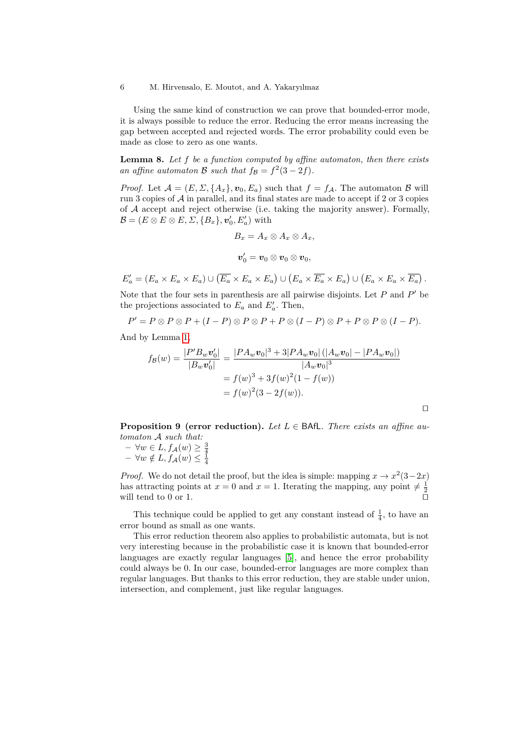Using the same kind of construction we can prove that bounded-error mode, it is always possible to reduce the error. Reducing the error means increasing the gap between accepted and rejected words. The error probability could even be made as close to zero as one wants.

**Lemma 8.** *Let $f$ be a function computed by affine automaton, then there exists an affine automaton $\mathcal{B}$ such that $f_{\mathcal{B}} = f^2(3 - 2f)$.*

*Proof.* Let $\mathcal{A} = (E, \Sigma, \{A_x\}, \boldsymbol{v}_0, E_a)$ such that $f = f_{\mathcal{A}}$. The automaton $\mathcal{B}$ will run 3 copies of $\mathcal{A}$ in parallel, and its final states are made to accept if 2 or 3 copies of $\mathcal{A}$ accept and reject otherwise (i.e. taking the majority answer). Formally, $\mathcal{B} = (E \otimes E \otimes E, \Sigma, \{B_x\}, \boldsymbol{v}_0', E_a')$ with

$$B_x = A_x \otimes A_x \otimes A_x,$$

$$\boldsymbol{v}_0' = \boldsymbol{v}_0 \otimes \boldsymbol{v}_0 \otimes \boldsymbol{v}_0,$$

$$E_a' = (E_a \times E_a \times E_a) \cup \left(\overline{E_a} \times E_a \times E_a\right) \cup \left(E_a \times \overline{E_a} \times E_a\right) \cup \left(E_a \times E_a \times \overline{E_a}\right).$$

Note that the four sets in parenthesis are all pairwise disjoints. Let $P$ and $P'$ be the projections associated to $E_a$ and $E_a'$. Then,

$$P' = P \otimes P \otimes P + (I - P) \otimes P \otimes P + P \otimes (I - P) \otimes P + P \otimes P \otimes (I - P).$$

And by Lemma 1,

$$\begin{aligned}
f_{\mathcal{B}}(w) = \frac{|P' B_w \boldsymbol{v}_0'|}{|B_w \boldsymbol{v}_0'|} &= \frac{|P A_w \boldsymbol{v}_0|^3 + 3|P A_w \boldsymbol{v}_0| \left(|A_w \boldsymbol{v}_0| - |P A_w \boldsymbol{v}_0|\right)}{|A_w \boldsymbol{v}_0|^3} \\
&= f(w)^3 + 3f(w)^2(1 - f(w)) \\
&= f(w)^2(3 - 2f(w)).
\end{aligned}$$

$\square$

**Proposition 9 (error reduction).** *Let $L \in \mathsf{BAfL}$. There exists an affine automaton $\mathcal{A}$ such that:*

- $\forall w \in L, f_{\mathcal{A}}(w) \geq \frac{3}{4}$
- $\forall w \notin L, f_{\mathcal{A}}(w) \leq \frac{1}{4}$

*Proof.* We do not detail the proof, but the idea is simple: mapping $x \to x^2(3-2x)$ has attracting points at $x = 0$ and $x = 1$. Iterating the mapping, any point $\neq \frac{1}{2}$ will tend to 0 or 1. $\square$

This technique could be applied to get any constant instead of $\frac{1}{4}$, to have an error bound as small as one wants.

This error reduction theorem also applies to probabilistic automata, but is not very interesting because in the probabilistic case it is known that bounded-error languages are exactly regular languages [5], and hence the error probability could always be 0. In our case, bounded-error languages are more complex than regular languages. But thanks to this error reduction, they are stable under union, intersection, and complement, just like regular languages.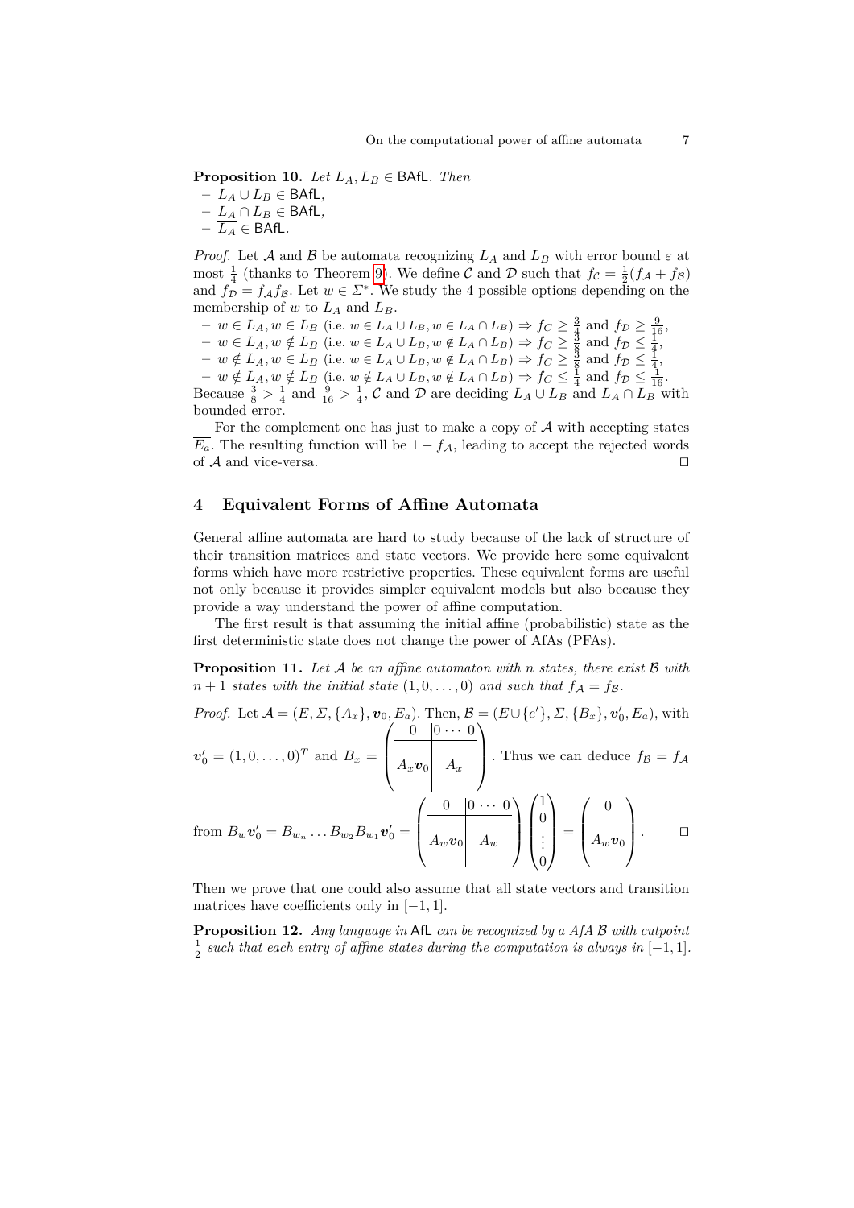**Proposition 10.** *Let $L_A, L_B \in \mathsf{BAfL}$. Then*

- $L_A \cup L_B \in \mathsf{BAfL}$,
- $L_A \cap L_B \in \mathsf{BAfL}$,
- $\overline{L_A} \in \mathsf{BAfL}$.

*Proof.* Let $\mathcal{A}$ and $\mathcal{B}$ be automata recognizing $L_A$ and $L_B$ with error bound $\varepsilon$ at most $\frac{1}{4}$ (thanks to Theorem 9). We define $\mathcal{C}$ and $\mathcal{D}$ such that $f_{\mathcal{C}} = \frac{1}{2}(f_{\mathcal{A}} + f_{\mathcal{B}})$ and $f_{\mathcal{D}} = f_{\mathcal{A}} f_{\mathcal{B}}$. Let $w \in \Sigma^*$. We study the 4 possible options depending on the membership of $w$ to $L_A$ and $L_B$.

- $w \in L_A, w \in L_B$ (i.e. $w \in L_A \cup L_B, w \in L_A \cap L_B$) $\Rightarrow f_C \geq \frac{3}{4}$ and $f_{\mathcal{D}} \geq \frac{9}{16}$,
- $w \in L_A, w \notin L_B$ (i.e. $w \in L_A \cup L_B, w \notin L_A \cap L_B$) $\Rightarrow f_C \geq \frac{3}{8}$ and $f_{\mathcal{D}} \leq \frac{1}{4}$,
- $w \notin L_A, w \in L_B$ (i.e. $w \in L_A \cup L_B, w \notin L_A \cap L_B$) $\Rightarrow f_C \geq \frac{3}{8}$ and $f_{\mathcal{D}} \leq \frac{1}{4}$,
- $w \notin L_A, w \notin L_B$ (i.e. $w \notin L_A \cup L_B, w \notin L_A \cap L_B$) $\Rightarrow f_C \leq \frac{1}{4}$ and $f_{\mathcal{D}} \leq \frac{1}{16}$.

Because $\frac{3}{8} > \frac{1}{4}$ and $\frac{9}{16} > \frac{1}{4}$, $\mathcal{C}$ and $\mathcal{D}$ are deciding $L_A \cup L_B$ and $L_A \cap L_B$ with bounded error.

For the complement one has just to make a copy of $\mathcal{A}$ with accepting states $\overline{E_a}$. The resulting function will be $1 - f_{\mathcal{A}}$, leading to accept the rejected words of $\mathcal{A}$ and vice-versa. ◻

## 4 Equivalent Forms of Affine Automata

General affine automata are hard to study because of the lack of structure of their transition matrices and state vectors. We provide here some equivalent forms which have more restrictive properties. These equivalent forms are useful not only because it provides simpler equivalent models but also because they provide a way understand the power of affine computation.

The first result is that assuming the initial affine (probabilistic) state as the first deterministic state does not change the power of AfAs (PFAs).

**Proposition 11.** *Let $\mathcal{A}$ be an affine automaton with $n$ states, there exist $\mathcal{B}$ with $n+1$ states with the initial state $(1, 0, \dots, 0)$ and such that $f_{\mathcal{A}} = f_{\mathcal{B}}$.*

*Proof.* Let $\mathcal{A} = (E, \Sigma, \{A_x\}, \boldsymbol{v}_0, E_a)$. Then, $\mathcal{B} = (E \cup \{e'\}, \Sigma, \{B_x\}, \boldsymbol{v}'_0, E_a)$, with $\boldsymbol{v}'_0 = (1, 0, \dots, 0)^T$ and $B_x = \left(\begin{array}{c|c} 0 & 0 \cdots 0 \\ \hline A_x \boldsymbol{v}_0 & A_x \end{array}\right)$. Thus we can deduce $f_{\mathcal{B}} = f_{\mathcal{A}}$ from

$$B_w \boldsymbol{v}'_0 = B_{w_n} \dots B_{w_2} B_{w_1} \boldsymbol{v}'_0 = \left(\begin{array}{c|c} 0 & 0 \cdots 0 \\ \hline A_w \boldsymbol{v}_0 & A_w \end{array}\right) \begin{pmatrix} 1 \\ 0 \\ \vdots \\ 0 \end{pmatrix} = \left(\begin{array}{c} 0 \\ \hline A_w \boldsymbol{v}_0 \end{array}\right).$$

◻

Then we prove that one could also assume that all state vectors and transition matrices have coefficients only in $[-1, 1]$.

**Proposition 12.** *Any language in $\mathsf{AfL}$ can be recognized by a AfA $\mathcal{B}$ with cutpoint $\frac{1}{2}$ such that each entry of affine states during the computation is always in $[-1, 1]$.*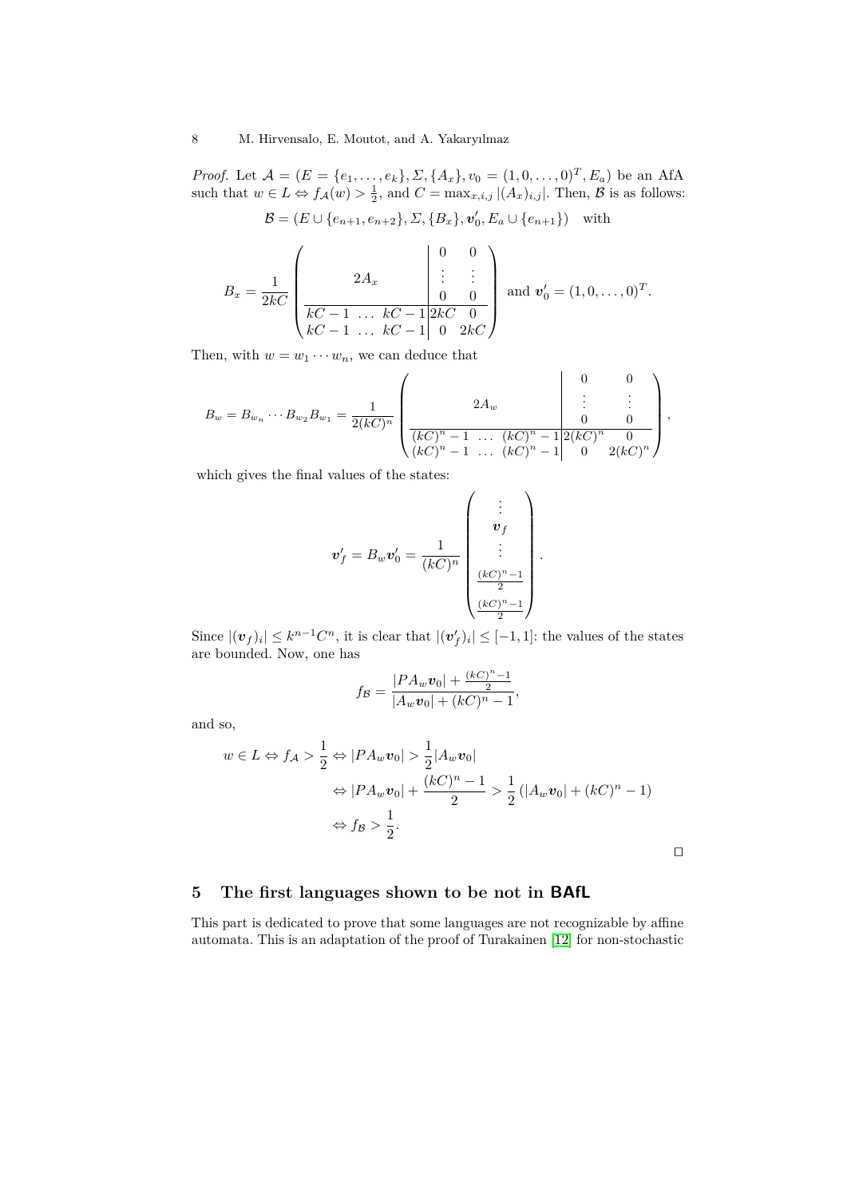*Proof.* Let $\mathcal{A} = (E = \{e_1, \ldots, e_k\}, \Sigma, \{A_x\}, v_0 = (1, 0, \ldots, 0)^T, E_a)$ be an AfA such that $w \in L \Leftrightarrow f_{\mathcal{A}}(w) > \frac{1}{2}$, and $C = \max_{x,i,j} |(A_x)_{i,j}|$. Then, $\mathcal{B}$ is as follows:

$$\mathcal{B} = (E \cup \{e_{n+1}, e_{n+2}\}, \Sigma, \{B_x\}, \boldsymbol{v}_0', E_a \cup \{e_{n+1}\}) \quad \text{with}$$

$$B_x = \frac{1}{2kC} \left( \begin{array}{ccc|cc} & & & 0 & 0 \\ & 2A_x & & \vdots & \vdots \\ & & & 0 & 0 \\ \hline kC-1 & \ldots & kC-1 & 2kC & 0 \\ kC-1 & \ldots & kC-1 & 0 & 2kC \end{array} \right) \text{ and } \boldsymbol{v}_0' = (1, 0, \ldots, 0)^T.$$

Then, with $w = w_1 \cdots w_n$, we can deduce that

$$B_w = B_{w_n} \cdots B_{w_2} B_{w_1} = \frac{1}{2(kC)^n} \left( \begin{array}{ccc|cc} & & & 0 & 0 \\ & 2A_w & & \vdots & \vdots \\ & & & 0 & 0 \\ \hline (kC)^n - 1 & \ldots & (kC)^n - 1 & 2(kC)^n & 0 \\ (kC)^n - 1 & \ldots & (kC)^n - 1 & 0 & 2(kC)^n \end{array} \right),$$

which gives the final values of the states:

$$\boldsymbol{v}_f' = B_w \boldsymbol{v}_0' = \frac{1}{(kC)^n} \begin{pmatrix} \vdots \\ \boldsymbol{v}_f \\ \vdots \\ \frac{(kC)^n - 1}{2} \\ \frac{(kC)^n - 1}{2} \end{pmatrix}.$$

Since $|(\boldsymbol{v}_f)_i| \leq k^{n-1}C^n$, it is clear that $|(\boldsymbol{v}_f')_i| \leq [-1, 1]$: the values of the states are bounded. Now, one has

$$f_{\mathcal{B}} = \frac{|PA_w \boldsymbol{v}_0| + \frac{(kC)^n - 1}{2}}{|A_w \boldsymbol{v}_0| + (kC)^n - 1},$$

and so,

$$\begin{aligned} w \in L \Leftrightarrow f_{\mathcal{A}} > \frac{1}{2} &\Leftrightarrow |PA_w \boldsymbol{v}_0| > \frac{1}{2} |A_w \boldsymbol{v}_0| \\ &\Leftrightarrow |PA_w \boldsymbol{v}_0| + \frac{(kC)^n - 1}{2} > \frac{1}{2} \left( |A_w \boldsymbol{v}_0| + (kC)^n - 1 \right) \\ &\Leftrightarrow f_{\mathcal{B}} > \frac{1}{2}. \end{aligned}$$

□

## 5 The first languages shown to be not in **BAfL**

This part is dedicated to prove that some languages are not recognizable by affine automata. This is an adaptation of the proof of Turakainen [12] for non-stochastic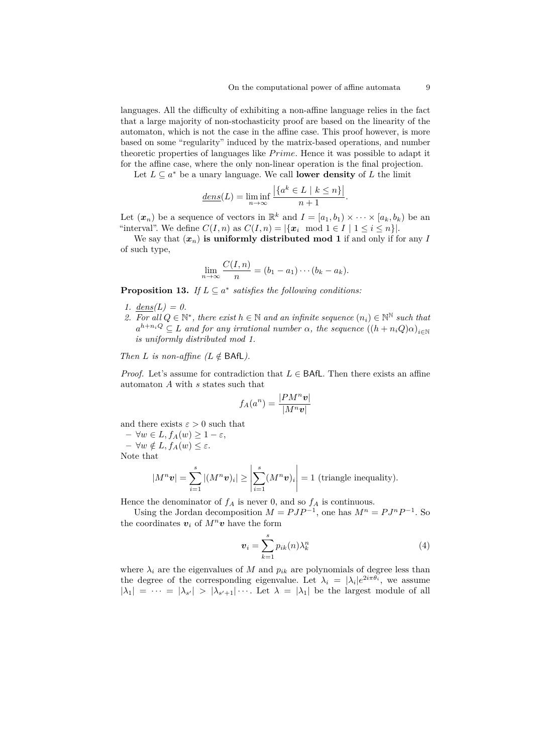languages. All the difficulty of exhibiting a non-affine language relies in the fact that a large majority of non-stochasticity proof are based on the linearity of the automaton, which is not the case in the affine case. This proof however, is more based on some "regularity" induced by the matrix-based operations, and number theoretic properties of languages like *Prime*. Hence it was possible to adapt it for the affine case, where the only non-linear operation is the final projection.

Let $L \subseteq a^*$ be a unary language. We call **lower density** of $L$ the limit

$$\underline{dens}(L) = \liminf_{n\to\infty} \frac{\left|\{a^k \in L \mid k \leq n\}\right|}{n+1}.$$

Let $(\boldsymbol{x}_n)$ be a sequence of vectors in $\mathbb{R}^k$ and $I = [a_1, b_1) \times \cdots \times [a_k, b_k)$ be an "interval". We define $C(I, n)$ as $C(I, n) = |\{\boldsymbol{x}_i \mod 1 \in I \mid 1 \leq i \leq n\}|$.

We say that $(\boldsymbol{x}_n)$ **is uniformly distributed mod 1** if and only if for any $I$ of such type,

$$\lim_{n\to\infty} \frac{C(I, n)}{n} = (b_1 - a_1) \cdots (b_k - a_k).$$

**Proposition 13.** *If $L \subseteq a^*$ satisfies the following conditions:*

1. *$\underline{dens}(L) = 0$.*
2. *For all $Q \in \mathbb{N}^*$, there exist $h \in \mathbb{N}$ and an infinite sequence $(n_i) \in \mathbb{N}^{\mathbb{N}}$ such that $a^{h+n_iQ} \subseteq L$ and for any irrational number $\alpha$, the sequence $((h + n_iQ)\alpha)_{i\in\mathbb{N}}$ is uniformly distributed mod 1.*

*Then $L$ is non-affine ($L \notin \mathsf{BAfL}$).*

*Proof.* Let's assume for contradiction that $L \in \mathsf{BAfL}$. Then there exists an affine automaton $A$ with $s$ states such that

$$f_A(a^n) = \frac{|PM^n\boldsymbol{v}|}{|M^n\boldsymbol{v}|}$$

and there exists $\varepsilon > 0$ such that

- $\forall w \in L, f_A(w) \geq 1 - \varepsilon$,
- $\forall w \notin L, f_A(w) \leq \varepsilon$.

Note that

$$|M^n\boldsymbol{v}| = \sum_{i=1}^{s} |(M^n\boldsymbol{v})_i| \geq \left|\sum_{i=1}^{s} (M^n\boldsymbol{v})_i\right| = 1 \text{ (triangle inequality)}.$$

Hence the denominator of $f_A$ is never 0, and so $f_A$ is continuous.

Using the Jordan decomposition $M = PJP^{-1}$, one has $M^n = PJ^nP^{-1}$. So the coordinates $\boldsymbol{v}_i$ of $M^n\boldsymbol{v}$ have the form

$$\boldsymbol{v}_i = \sum_{k=1}^{s} p_{ik}(n)\lambda_k^n \tag{4}$$

where $\lambda_i$ are the eigenvalues of $M$ and $p_{ik}$ are polynomials of degree less than the degree of the corresponding eigenvalue. Let $\lambda_i = |\lambda_i|e^{2i\pi\theta_i}$, we assume $|\lambda_1| = \cdots = |\lambda_{s'}| > |\lambda_{s'+1}| \cdots$. Let $\lambda = |\lambda_1|$ be the largest module of all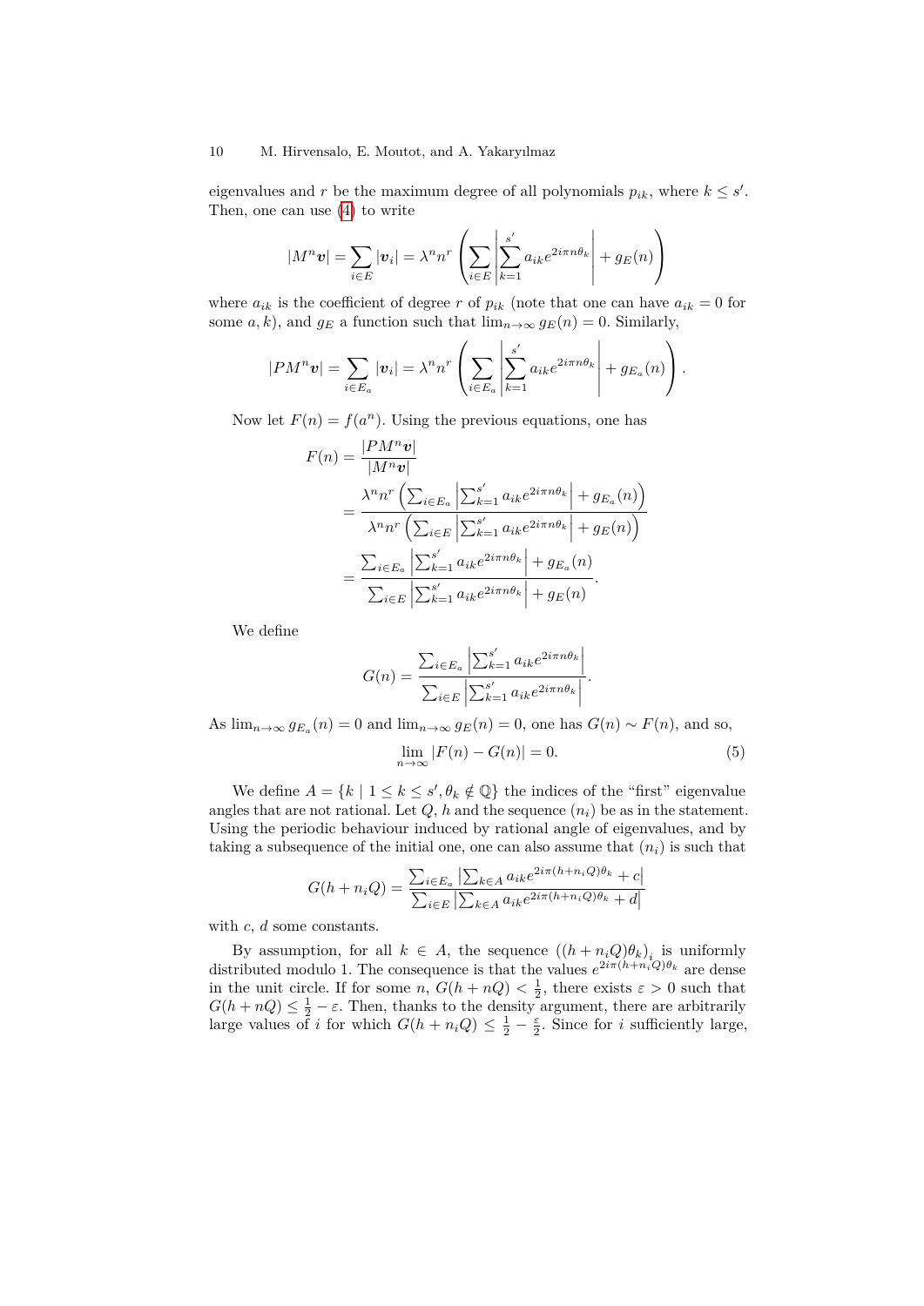eigenvalues and $r$ be the maximum degree of all polynomials $p_{ik}$, where $k \leq s'$. Then, one can use (4) to write

$$|M^n \boldsymbol{v}| = \sum_{i \in E} |\boldsymbol{v}_i| = \lambda^n n^r \left( \sum_{i \in E} \left| \sum_{k=1}^{s'} a_{ik} e^{2i\pi n \theta_k} \right| + g_E(n) \right)$$

where $a_{ik}$ is the coefficient of degree $r$ of $p_{ik}$ (note that one can have $a_{ik} = 0$ for some $a, k$), and $g_E$ a function such that $\lim_{n\to\infty} g_E(n) = 0$. Similarly,

$$|PM^n \boldsymbol{v}| = \sum_{i \in E_a} |\boldsymbol{v}_i| = \lambda^n n^r \left( \sum_{i \in E_a} \left| \sum_{k=1}^{s'} a_{ik} e^{2i\pi n \theta_k} \right| + g_{E_a}(n) \right).$$

Now let $F(n) = f(a^n)$. Using the previous equations, one has

$$\begin{aligned}
F(n) &= \frac{|PM^n \boldsymbol{v}|}{|M^n \boldsymbol{v}|} \\
&= \frac{\lambda^n n^r \left( \sum_{i \in E_a} \left| \sum_{k=1}^{s'} a_{ik} e^{2i\pi n \theta_k} \right| + g_{E_a}(n) \right)}{\lambda^n n^r \left( \sum_{i \in E} \left| \sum_{k=1}^{s'} a_{ik} e^{2i\pi n \theta_k} \right| + g_E(n) \right)} \\
&= \frac{\sum_{i \in E_a} \left| \sum_{k=1}^{s'} a_{ik} e^{2i\pi n \theta_k} \right| + g_{E_a}(n)}{\sum_{i \in E} \left| \sum_{k=1}^{s'} a_{ik} e^{2i\pi n \theta_k} \right| + g_E(n)}.
\end{aligned}$$

We define

$$G(n) = \frac{\sum_{i \in E_a} \left| \sum_{k=1}^{s'} a_{ik} e^{2i\pi n \theta_k} \right|}{\sum_{i \in E} \left| \sum_{k=1}^{s'} a_{ik} e^{2i\pi n \theta_k} \right|}.$$

As $\lim_{n\to\infty} g_{E_a}(n) = 0$ and $\lim_{n\to\infty} g_E(n) = 0$, one has $G(n) \sim F(n)$, and so,

$$\lim_{n\to\infty} |F(n) - G(n)| = 0. \tag{5}$$

We define $A = \{k \mid 1 \leq k \leq s', \theta_k \notin \mathbb{Q}\}$ the indices of the "first" eigenvalue angles that are not rational. Let $Q$, $h$ and the sequence $(n_i)$ be as in the statement. Using the periodic behaviour induced by rational angle of eigenvalues, and by taking a subsequence of the initial one, one can also assume that $(n_i)$ is such that

$$G(h + n_i Q) = \frac{\sum_{i \in E_a} \left| \sum_{k \in A} a_{ik} e^{2i\pi (h+n_i Q)\theta_k} + c \right|}{\sum_{i \in E} \left| \sum_{k \in A} a_{ik} e^{2i\pi (h+n_i Q)\theta_k} + d \right|}$$

with $c$, $d$ some constants.

By assumption, for all $k \in A$, the sequence $((h + n_i Q)\theta_k)_i$ is uniformly distributed modulo 1. The consequence is that the values $e^{2i\pi(h+n_i Q)\theta_k}$ are dense in the unit circle. If for some $n$, $G(h + nQ) < \frac{1}{2}$, there exists $\varepsilon > 0$ such that $G(h + nQ) \leq \frac{1}{2} - \varepsilon$. Then, thanks to the density argument, there are arbitrarily large values of $i$ for which $G(h + n_i Q) \leq \frac{1}{2} - \frac{\varepsilon}{2}$. Since for $i$ sufficiently large,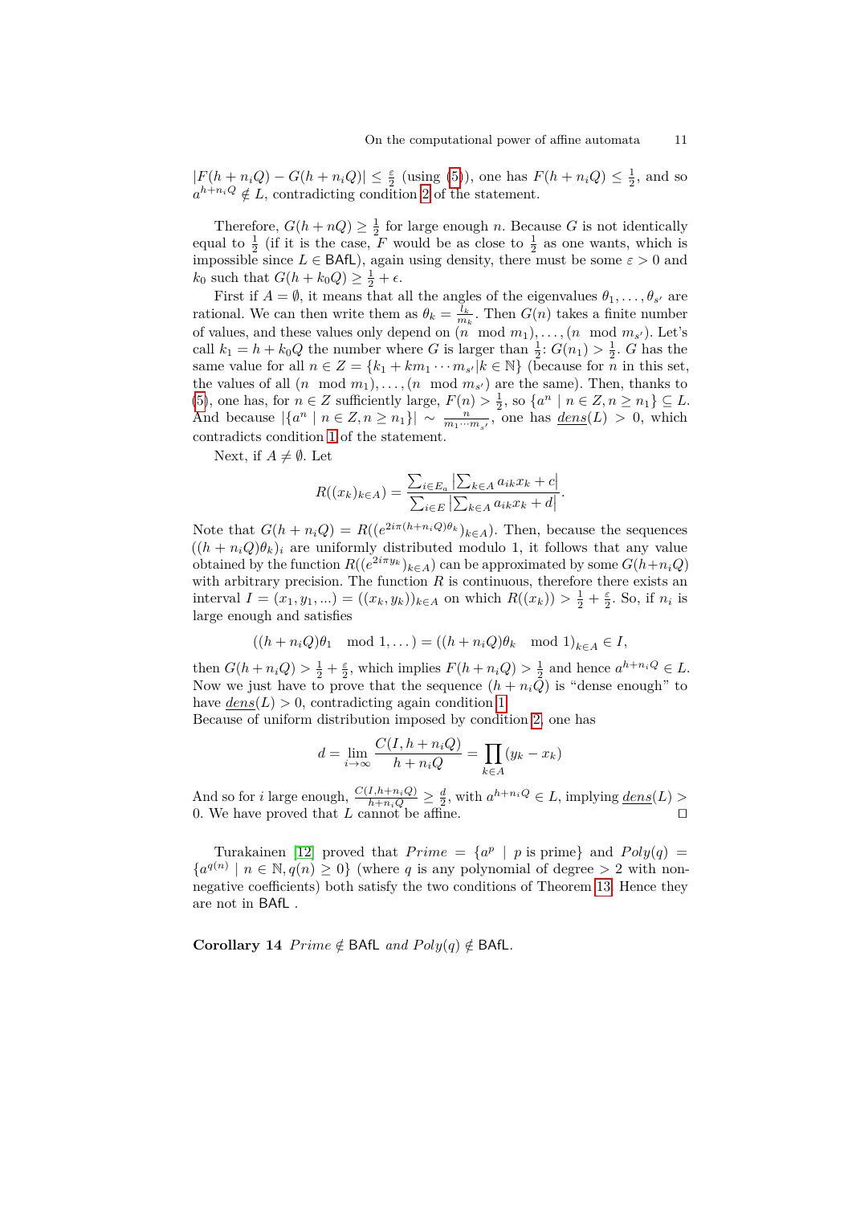$|F(h+n_iQ) - G(h+n_iQ)| \leq \frac{\varepsilon}{2}$ (using (5)), one has $F(h+n_iQ) \leq \frac{1}{2}$, and so $a^{h+n_iQ} \notin L$, contradicting condition 2 of the statement.

Therefore, $G(h+nQ) \geq \frac{1}{2}$ for large enough $n$. Because $G$ is not identically equal to $\frac{1}{2}$ (if it is the case, $F$ would be as close to $\frac{1}{2}$ as one wants, which is impossible since $L \in \mathsf{BAfL}$), again using density, there must be some $\varepsilon > 0$ and $k_0$ such that $G(h+k_0Q) \geq \frac{1}{2} + \epsilon$.

First if $A = \emptyset$, it means that all the angles of the eigenvalues $\theta_1, \ldots, \theta_{s'}$ are rational. We can then write them as $\theta_k = \frac{l_k}{m_k}$. Then $G(n)$ takes a finite number of values, and these values only depend on $(n \mod m_1), \ldots, (n \mod m_{s'})$. Let's call $k_1 = h + k_0Q$ the number where $G$ is larger than $\frac{1}{2}$: $G(n_1) > \frac{1}{2}$. $G$ has the same value for all $n \in Z = \{k_1 + km_1 \cdots m_{s'} | k \in \mathbb{N}\}$ (because for $n$ in this set, the values of all $(n \mod m_1), \ldots, (n \mod m_{s'})$ are the same). Then, thanks to (5), one has, for $n \in Z$ sufficiently large, $F(n) > \frac{1}{2}$, so $\{a^n \mid n \in Z, n \geq n_1\} \subseteq L$. And because $|\{a^n \mid n \in Z, n \geq n_1\}| \sim \frac{n}{m_1 \cdots m_{s'}}$, one has $\underline{dens}(L) > 0$, which contradicts condition 1 of the statement.

Next, if $A \neq \emptyset$. Let

$$R((x_k)_{k\in A}) = \frac{\sum_{i\in E_a} \left|\sum_{k\in A} a_{ik}x_k + c\right|}{\sum_{i\in E} \left|\sum_{k\in A} a_{ik}x_k + d\right|}.$$

Note that $G(h+n_iQ) = R((e^{2i\pi(h+n_iQ)\theta_k})_{k\in A})$. Then, because the sequences $((h+n_iQ)\theta_k)_i$ are uniformly distributed modulo 1, it follows that any value obtained by the function $R((e^{2i\pi y_k})_{k\in A})$ can be approximated by some $G(h+n_iQ)$ with arbitrary precision. The function $R$ is continuous, therefore there exists an interval $I = (x_1, y_1, \ldots) = ((x_k, y_k))_{k\in A}$ on which $R((x_k)) > \frac{1}{2} + \frac{\varepsilon}{2}$. So, if $n_i$ is large enough and satisfies

$$((h+n_iQ)\theta_1 \mod 1, \ldots) = ((h+n_iQ)\theta_k \mod 1)_{k\in A} \in I,$$

then $G(h+n_iQ) > \frac{1}{2} + \frac{\varepsilon}{2}$, which implies $F(h+n_iQ) > \frac{1}{2}$ and hence $a^{h+n_iQ} \in L$. Now we just have to prove that the sequence $(h+n_iQ)$ is "dense enough" to have $\underline{dens}(L) > 0$, contradicting again condition 1.
Because of uniform distribution imposed by condition 2, one has

$$d = \lim_{i\to\infty} \frac{C(I, h+n_iQ)}{h+n_iQ} = \prod_{k\in A}(y_k - x_k)$$

And so for $i$ large enough, $\frac{C(I,h+n_iQ)}{h+n_iQ} \geq \frac{d}{2}$, with $a^{h+n_iQ} \in L$, implying $\underline{dens}(L) > 0$. We have proved that $L$ cannot be affine. ◻

Turakainen [12] proved that $Prime = \{a^p \mid p \text{ is prime}\}$ and $Poly(q) = \{a^{q(n)} \mid n \in \mathbb{N}, q(n) \geq 0\}$ (where $q$ is any polynomial of degree $> 2$ with non-negative coefficients) both satisfy the two conditions of Theorem 13. Hence they are not in $\mathsf{BAfL}$ .

**Corollary 14** *$Prime \notin \mathsf{BAfL}$ and $Poly(q) \notin \mathsf{BAfL}$.*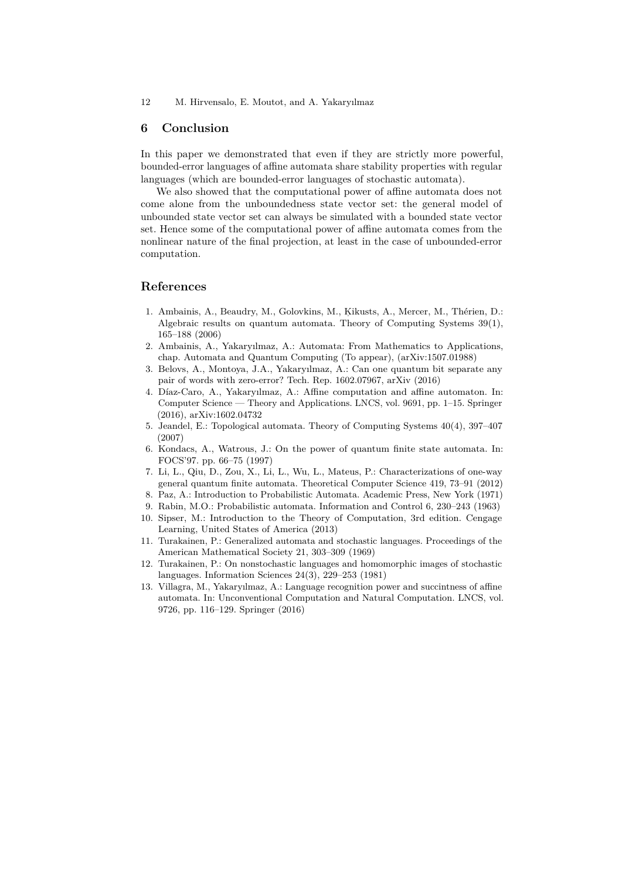## 6 Conclusion

In this paper we demonstrated that even if they are strictly more powerful, bounded-error languages of affine automata share stability properties with regular languages (which are bounded-error languages of stochastic automata).

We also showed that the computational power of affine automata does not come alone from the unboundedness state vector set: the general model of unbounded state vector set can always be simulated with a bounded state vector set. Hence some of the computational power of affine automata comes from the nonlinear nature of the final projection, at least in the case of unbounded-error computation.

## References

1. Ambainis, A., Beaudry, M., Golovkins, M., Ķikusts, A., Mercer, M., Thérien, D.: Algebraic results on quantum automata. Theory of Computing Systems 39(1), 165–188 (2006)
2. Ambainis, A., Yakaryılmaz, A.: Automata: From Mathematics to Applications, chap. Automata and Quantum Computing (To appear), (arXiv:1507.01988)
3. Belovs, A., Montoya, J.A., Yakaryılmaz, A.: Can one quantum bit separate any pair of words with zero-error? Tech. Rep. 1602.07967, arXiv (2016)
4. Díaz-Caro, A., Yakaryılmaz, A.: Affine computation and affine automaton. In: Computer Science — Theory and Applications. LNCS, vol. 9691, pp. 1–15. Springer (2016), arXiv:1602.04732
5. Jeandel, E.: Topological automata. Theory of Computing Systems 40(4), 397–407 (2007)
6. Kondacs, A., Watrous, J.: On the power of quantum finite state automata. In: FOCS'97. pp. 66–75 (1997)
7. Li, L., Qiu, D., Zou, X., Li, L., Wu, L., Mateus, P.: Characterizations of one-way general quantum finite automata. Theoretical Computer Science 419, 73–91 (2012)
8. Paz, A.: Introduction to Probabilistic Automata. Academic Press, New York (1971)
9. Rabin, M.O.: Probabilistic automata. Information and Control 6, 230–243 (1963)
10. Sipser, M.: Introduction to the Theory of Computation, 3rd edition. Cengage Learning, United States of America (2013)
11. Turakainen, P.: Generalized automata and stochastic languages. Proceedings of the American Mathematical Society 21, 303–309 (1969)
12. Turakainen, P.: On nonstochastic languages and homomorphic images of stochastic languages. Information Sciences 24(3), 229–253 (1981)
13. Villagra, M., Yakaryılmaz, A.: Language recognition power and succintness of affine automata. In: Unconventional Computation and Natural Computation. LNCS, vol. 9726, pp. 116–129. Springer (2016)